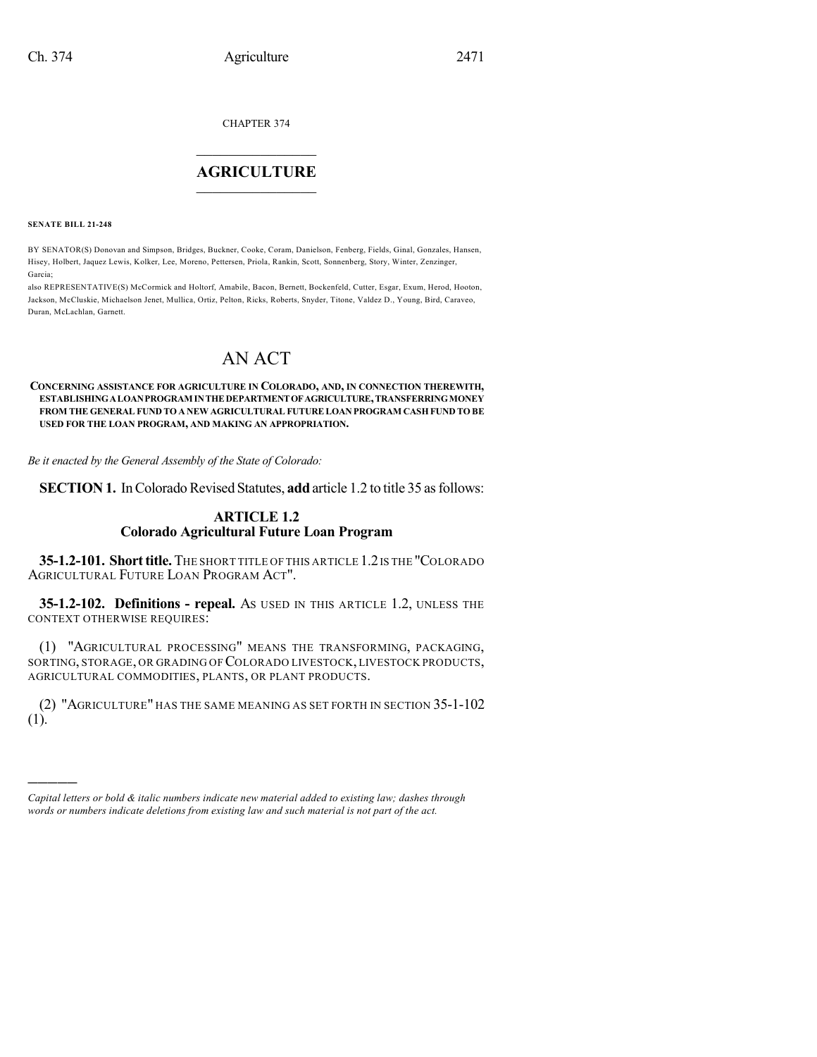CHAPTER 374

# AGRICULTURE

**SENATE BILL 21-248**

BY SENATOR(S) Donovan and Simpson, Bridges, Buckner, Cooke, Coram, Danielson, Fenberg, Fields, Ginal, Gonzales, Hansen, Hisey, Holbert, Jaquez Lewis, Kolker, Lee, Moreno, Pettersen, Priola, Rankin, Scott, Sonnenberg, Story, Winter, Zenzinger, Garcia;

also REPRESENTATIVE(S) McCormick and Holtorf, Amabile, Bacon, Bernett, Bockenfeld, Cutter, Esgar, Exum, Herod, Hooton, Jackson, McCluskie, Michaelson Jenet, Mullica, Ortiz, Pelton, Ricks, Roberts, Snyder, Titone, Valdez D., Young, Bird, Caraveo, Duran, McLachlan, Garnett.

# AN ACT

**CONCERNING ASSISTANCE FOR AGRICULTURE IN COLORADO, AND, IN CONNECTION THEREWITH, ESTABLISHING A LOAN PROGRAM IN THE DEPARTMENT OF AGRICULTURE, TRANSFERRING MONEY FROM THE GENERAL FUND TO A NEW AGRICULTURAL FUTURE LOAN PROGRAM CASH FUND TO BE USED FOR THE LOAN PROGRAM, AND MAKING AN APPROPRIATION.**

*Be it enacted by the General Assembly of the State of Colorado:*

**SECTION 1.** In Colorado Revised Statutes, **add** article 1.2 to title 35 as follows:

## ARTICLE 1.2
## Colorado Agricultural Future Loan Program

**35-1.2-101. Short title.** THE SHORT TITLE OF THIS ARTICLE 1.2 IS THE "COLORADO AGRICULTURAL FUTURE LOAN PROGRAM ACT".

**35-1.2-102. Definitions - repeal.** AS USED IN THIS ARTICLE 1.2, UNLESS THE CONTEXT OTHERWISE REQUIRES:

(1) "AGRICULTURAL PROCESSING" MEANS THE TRANSFORMING, PACKAGING, SORTING, STORAGE, OR GRADING OF COLORADO LIVESTOCK, LIVESTOCK PRODUCTS, AGRICULTURAL COMMODITIES, PLANTS, OR PLANT PRODUCTS.

(2) "AGRICULTURE" HAS THE SAME MEANING AS SET FORTH IN SECTION 35-1-102 (1).

———

*Capital letters or bold & italic numbers indicate new material added to existing law; dashes through words or numbers indicate deletions from existing law and such material is not part of the act.*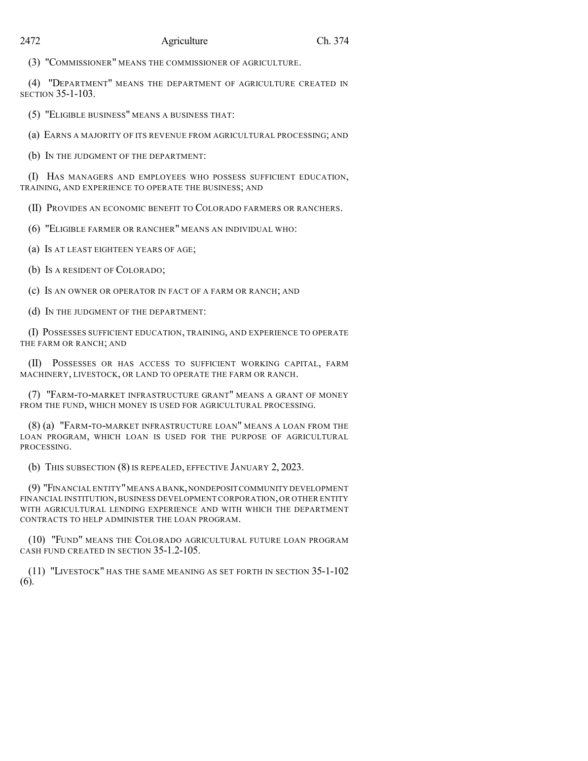(3) "COMMISSIONER" MEANS THE COMMISSIONER OF AGRICULTURE.

(4) "DEPARTMENT" MEANS THE DEPARTMENT OF AGRICULTURE CREATED IN SECTION 35-1-103.

(5) "ELIGIBLE BUSINESS" MEANS A BUSINESS THAT:

(a) EARNS A MAJORITY OF ITS REVENUE FROM AGRICULTURAL PROCESSING; AND

(b) IN THE JUDGMENT OF THE DEPARTMENT:

(I) HAS MANAGERS AND EMPLOYEES WHO POSSESS SUFFICIENT EDUCATION, TRAINING, AND EXPERIENCE TO OPERATE THE BUSINESS; AND

(II) PROVIDES AN ECONOMIC BENEFIT TO COLORADO FARMERS OR RANCHERS.

(6) "ELIGIBLE FARMER OR RANCHER" MEANS AN INDIVIDUAL WHO:

(a) IS AT LEAST EIGHTEEN YEARS OF AGE;

(b) IS A RESIDENT OF COLORADO;

(c) IS AN OWNER OR OPERATOR IN FACT OF A FARM OR RANCH; AND

(d) IN THE JUDGMENT OF THE DEPARTMENT:

(I) POSSESSES SUFFICIENT EDUCATION, TRAINING, AND EXPERIENCE TO OPERATE THE FARM OR RANCH; AND

(II) POSSESSES OR HAS ACCESS TO SUFFICIENT WORKING CAPITAL, FARM MACHINERY, LIVESTOCK, OR LAND TO OPERATE THE FARM OR RANCH.

(7) "FARM-TO-MARKET INFRASTRUCTURE GRANT" MEANS A GRANT OF MONEY FROM THE FUND, WHICH MONEY IS USED FOR AGRICULTURAL PROCESSING.

(8) (a) "FARM-TO-MARKET INFRASTRUCTURE LOAN" MEANS A LOAN FROM THE LOAN PROGRAM, WHICH LOAN IS USED FOR THE PURPOSE OF AGRICULTURAL PROCESSING.

(b) THIS SUBSECTION (8) IS REPEALED, EFFECTIVE JANUARY 2, 2023.

(9) "FINANCIAL ENTITY" MEANS A BANK, NONDEPOSIT COMMUNITY DEVELOPMENT FINANCIAL INSTITUTION, BUSINESS DEVELOPMENT CORPORATION, OR OTHER ENTITY WITH AGRICULTURAL LENDING EXPERIENCE AND WITH WHICH THE DEPARTMENT CONTRACTS TO HELP ADMINISTER THE LOAN PROGRAM.

(10) "FUND" MEANS THE COLORADO AGRICULTURAL FUTURE LOAN PROGRAM CASH FUND CREATED IN SECTION 35-1.2-105.

(11) "LIVESTOCK" HAS THE SAME MEANING AS SET FORTH IN SECTION 35-1-102 (6).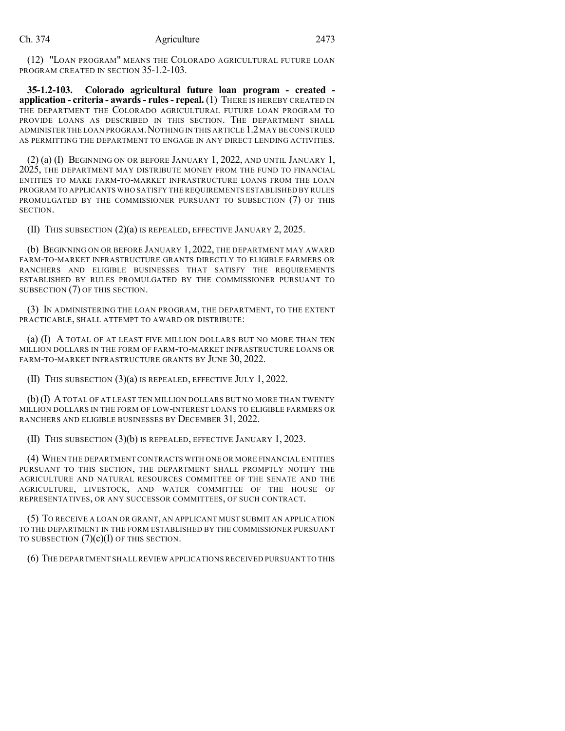(12) "LOAN PROGRAM" MEANS THE COLORADO AGRICULTURAL FUTURE LOAN PROGRAM CREATED IN SECTION 35-1.2-103.

**35-1.2-103. Colorado agricultural future loan program - created - application - criteria - awards - rules - repeal.** (1) THERE IS HEREBY CREATED IN THE DEPARTMENT THE COLORADO AGRICULTURAL FUTURE LOAN PROGRAM TO PROVIDE LOANS AS DESCRIBED IN THIS SECTION. THE DEPARTMENT SHALL ADMINISTER THE LOAN PROGRAM. NOTHING IN THIS ARTICLE 1.2 MAY BE CONSTRUED AS PERMITTING THE DEPARTMENT TO ENGAGE IN ANY DIRECT LENDING ACTIVITIES.

(2) (a) (I) BEGINNING ON OR BEFORE JANUARY 1, 2022, AND UNTIL JANUARY 1, 2025, THE DEPARTMENT MAY DISTRIBUTE MONEY FROM THE FUND TO FINANCIAL ENTITIES TO MAKE FARM-TO-MARKET INFRASTRUCTURE LOANS FROM THE LOAN PROGRAM TO APPLICANTS WHO SATISFY THE REQUIREMENTS ESTABLISHED BY RULES PROMULGATED BY THE COMMISSIONER PURSUANT TO SUBSECTION (7) OF THIS SECTION.

(II) THIS SUBSECTION (2)(a) IS REPEALED, EFFECTIVE JANUARY 2, 2025.

(b) BEGINNING ON OR BEFORE JANUARY 1, 2022, THE DEPARTMENT MAY AWARD FARM-TO-MARKET INFRASTRUCTURE GRANTS DIRECTLY TO ELIGIBLE FARMERS OR RANCHERS AND ELIGIBLE BUSINESSES THAT SATISFY THE REQUIREMENTS ESTABLISHED BY RULES PROMULGATED BY THE COMMISSIONER PURSUANT TO SUBSECTION (7) OF THIS SECTION.

(3) IN ADMINISTERING THE LOAN PROGRAM, THE DEPARTMENT, TO THE EXTENT PRACTICABLE, SHALL ATTEMPT TO AWARD OR DISTRIBUTE:

(a) (I) A TOTAL OF AT LEAST FIVE MILLION DOLLARS BUT NO MORE THAN TEN MILLION DOLLARS IN THE FORM OF FARM-TO-MARKET INFRASTRUCTURE LOANS OR FARM-TO-MARKET INFRASTRUCTURE GRANTS BY JUNE 30, 2022.

(II) THIS SUBSECTION (3)(a) IS REPEALED, EFFECTIVE JULY 1, 2022.

(b) (I) A TOTAL OF AT LEAST TEN MILLION DOLLARS BUT NO MORE THAN TWENTY MILLION DOLLARS IN THE FORM OF LOW-INTEREST LOANS TO ELIGIBLE FARMERS OR RANCHERS AND ELIGIBLE BUSINESSES BY DECEMBER 31, 2022.

(II) THIS SUBSECTION (3)(b) IS REPEALED, EFFECTIVE JANUARY 1, 2023.

(4) WHEN THE DEPARTMENT CONTRACTS WITH ONE OR MORE FINANCIAL ENTITIES PURSUANT TO THIS SECTION, THE DEPARTMENT SHALL PROMPTLY NOTIFY THE AGRICULTURE AND NATURAL RESOURCES COMMITTEE OF THE SENATE AND THE AGRICULTURE, LIVESTOCK, AND WATER COMMITTEE OF THE HOUSE OF REPRESENTATIVES, OR ANY SUCCESSOR COMMITTEES, OF SUCH CONTRACT.

(5) TO RECEIVE A LOAN OR GRANT, AN APPLICANT MUST SUBMIT AN APPLICATION TO THE DEPARTMENT IN THE FORM ESTABLISHED BY THE COMMISSIONER PURSUANT TO SUBSECTION (7)(c)(I) OF THIS SECTION.

(6) THE DEPARTMENT SHALL REVIEW APPLICATIONS RECEIVED PURSUANT TO THIS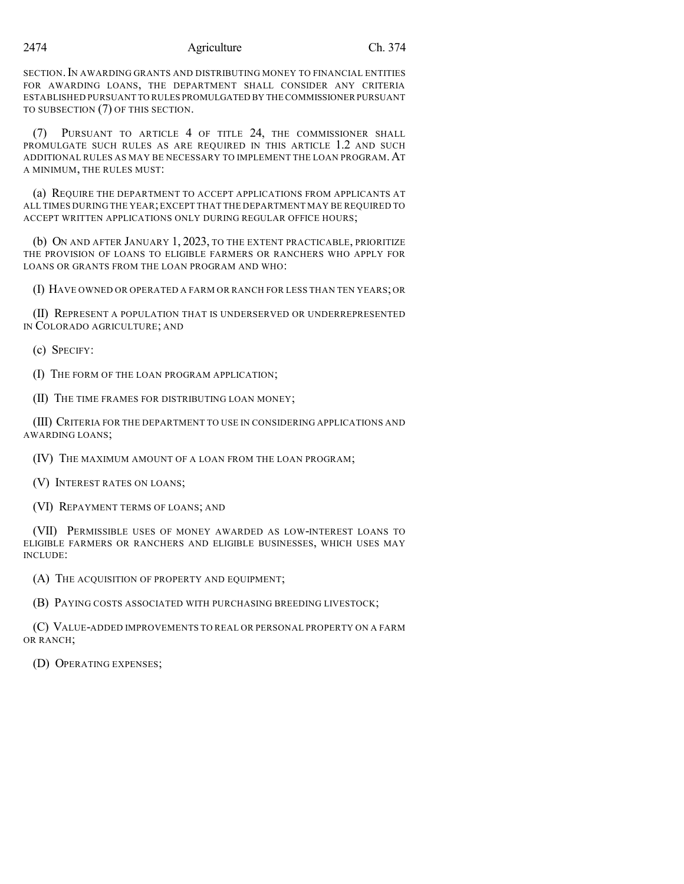SECTION. IN AWARDING GRANTS AND DISTRIBUTING MONEY TO FINANCIAL ENTITIES FOR AWARDING LOANS, THE DEPARTMENT SHALL CONSIDER ANY CRITERIA ESTABLISHED PURSUANT TO RULES PROMULGATED BY THE COMMISSIONER PURSUANT TO SUBSECTION (7) OF THIS SECTION.

(7) PURSUANT TO ARTICLE 4 OF TITLE 24, THE COMMISSIONER SHALL PROMULGATE SUCH RULES AS ARE REQUIRED IN THIS ARTICLE 1.2 AND SUCH ADDITIONAL RULES AS MAY BE NECESSARY TO IMPLEMENT THE LOAN PROGRAM. AT A MINIMUM, THE RULES MUST:

(a) REQUIRE THE DEPARTMENT TO ACCEPT APPLICATIONS FROM APPLICANTS AT ALL TIMES DURING THE YEAR; EXCEPT THAT THE DEPARTMENT MAY BE REQUIRED TO ACCEPT WRITTEN APPLICATIONS ONLY DURING REGULAR OFFICE HOURS;

(b) ON AND AFTER JANUARY 1, 2023, TO THE EXTENT PRACTICABLE, PRIORITIZE THE PROVISION OF LOANS TO ELIGIBLE FARMERS OR RANCHERS WHO APPLY FOR LOANS OR GRANTS FROM THE LOAN PROGRAM AND WHO:

(I) HAVE OWNED OR OPERATED A FARM OR RANCH FOR LESS THAN TEN YEARS; OR

(II) REPRESENT A POPULATION THAT IS UNDERSERVED OR UNDERREPRESENTED IN COLORADO AGRICULTURE; AND

(c) SPECIFY:

(I) THE FORM OF THE LOAN PROGRAM APPLICATION;

(II) THE TIME FRAMES FOR DISTRIBUTING LOAN MONEY;

(III) CRITERIA FOR THE DEPARTMENT TO USE IN CONSIDERING APPLICATIONS AND AWARDING LOANS;

(IV) THE MAXIMUM AMOUNT OF A LOAN FROM THE LOAN PROGRAM;

(V) INTEREST RATES ON LOANS;

(VI) REPAYMENT TERMS OF LOANS; AND

(VII) PERMISSIBLE USES OF MONEY AWARDED AS LOW-INTEREST LOANS TO ELIGIBLE FARMERS OR RANCHERS AND ELIGIBLE BUSINESSES, WHICH USES MAY INCLUDE:

(A) THE ACQUISITION OF PROPERTY AND EQUIPMENT;

(B) PAYING COSTS ASSOCIATED WITH PURCHASING BREEDING LIVESTOCK;

(C) VALUE-ADDED IMPROVEMENTS TO REAL OR PERSONAL PROPERTY ON A FARM OR RANCH;

(D) OPERATING EXPENSES;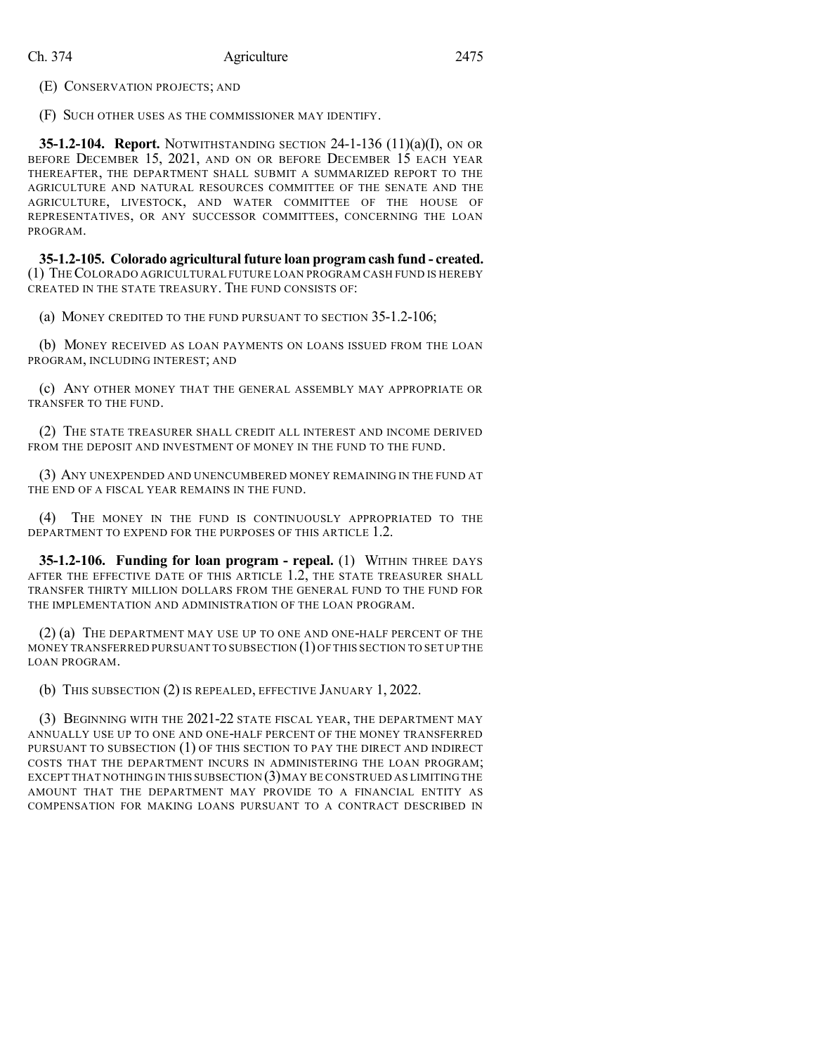(E) CONSERVATION PROJECTS; AND

(F) SUCH OTHER USES AS THE COMMISSIONER MAY IDENTIFY.

**35-1.2-104. Report.** NOTWITHSTANDING SECTION 24-1-136 (11)(a)(I), ON OR BEFORE DECEMBER 15, 2021, AND ON OR BEFORE DECEMBER 15 EACH YEAR THEREAFTER, THE DEPARTMENT SHALL SUBMIT A SUMMARIZED REPORT TO THE AGRICULTURE AND NATURAL RESOURCES COMMITTEE OF THE SENATE AND THE AGRICULTURE, LIVESTOCK, AND WATER COMMITTEE OF THE HOUSE OF REPRESENTATIVES, OR ANY SUCCESSOR COMMITTEES, CONCERNING THE LOAN PROGRAM.

**35-1.2-105. Colorado agricultural future loan program cash fund - created.** (1) THE COLORADO AGRICULTURAL FUTURE LOAN PROGRAM CASH FUND IS HEREBY CREATED IN THE STATE TREASURY. THE FUND CONSISTS OF:

(a) MONEY CREDITED TO THE FUND PURSUANT TO SECTION 35-1.2-106;

(b) MONEY RECEIVED AS LOAN PAYMENTS ON LOANS ISSUED FROM THE LOAN PROGRAM, INCLUDING INTEREST; AND

(c) ANY OTHER MONEY THAT THE GENERAL ASSEMBLY MAY APPROPRIATE OR TRANSFER TO THE FUND.

(2) THE STATE TREASURER SHALL CREDIT ALL INTEREST AND INCOME DERIVED FROM THE DEPOSIT AND INVESTMENT OF MONEY IN THE FUND TO THE FUND.

(3) ANY UNEXPENDED AND UNENCUMBERED MONEY REMAINING IN THE FUND AT THE END OF A FISCAL YEAR REMAINS IN THE FUND.

(4) THE MONEY IN THE FUND IS CONTINUOUSLY APPROPRIATED TO THE DEPARTMENT TO EXPEND FOR THE PURPOSES OF THIS ARTICLE 1.2.

**35-1.2-106. Funding for loan program - repeal.** (1) WITHIN THREE DAYS AFTER THE EFFECTIVE DATE OF THIS ARTICLE 1.2, THE STATE TREASURER SHALL TRANSFER THIRTY MILLION DOLLARS FROM THE GENERAL FUND TO THE FUND FOR THE IMPLEMENTATION AND ADMINISTRATION OF THE LOAN PROGRAM.

(2) (a) THE DEPARTMENT MAY USE UP TO ONE AND ONE-HALF PERCENT OF THE MONEY TRANSFERRED PURSUANT TO SUBSECTION (1) OF THIS SECTION TO SET UP THE LOAN PROGRAM.

(b) THIS SUBSECTION (2) IS REPEALED, EFFECTIVE JANUARY 1, 2022.

(3) BEGINNING WITH THE 2021-22 STATE FISCAL YEAR, THE DEPARTMENT MAY ANNUALLY USE UP TO ONE AND ONE-HALF PERCENT OF THE MONEY TRANSFERRED PURSUANT TO SUBSECTION (1) OF THIS SECTION TO PAY THE DIRECT AND INDIRECT COSTS THAT THE DEPARTMENT INCURS IN ADMINISTERING THE LOAN PROGRAM; EXCEPT THAT NOTHING IN THIS SUBSECTION (3) MAY BE CONSTRUED AS LIMITING THE AMOUNT THAT THE DEPARTMENT MAY PROVIDE TO A FINANCIAL ENTITY AS COMPENSATION FOR MAKING LOANS PURSUANT TO A CONTRACT DESCRIBED IN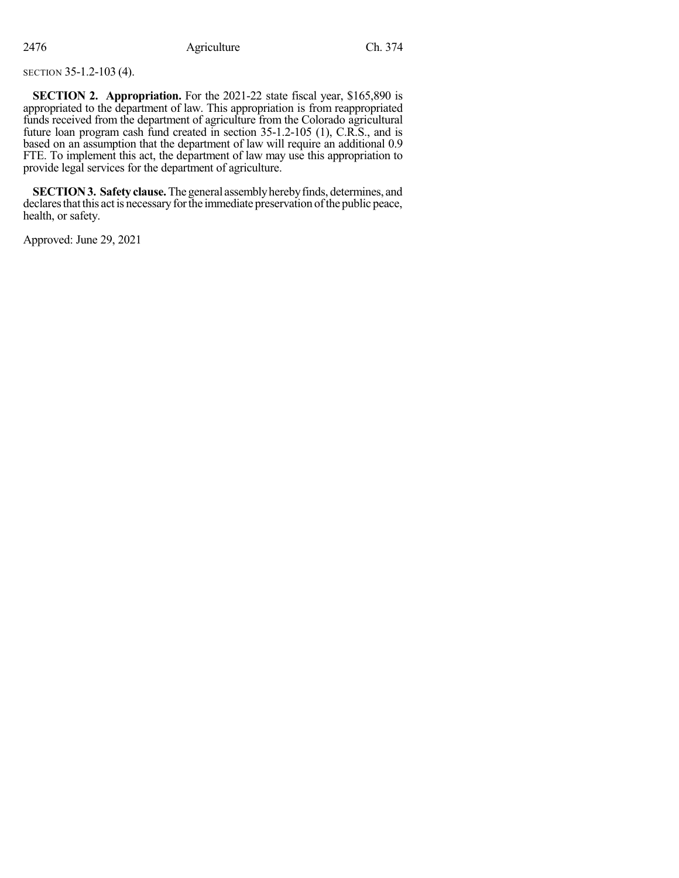SECTION 35-1.2-103 (4).

**SECTION 2. Appropriation.** For the 2021-22 state fiscal year, $165,890 is appropriated to the department of law. This appropriation is from reappropriated funds received from the department of agriculture from the Colorado agricultural future loan program cash fund created in section 35-1.2-105 (1), C.R.S., and is based on an assumption that the department of law will require an additional 0.9 FTE. To implement this act, the department of law may use this appropriation to provide legal services for the department of agriculture.

**SECTION 3. Safety clause.** The general assembly hereby finds, determines, and declares that this act is necessary for the immediate preservation of the public peace, health, or safety.

Approved: June 29, 2021